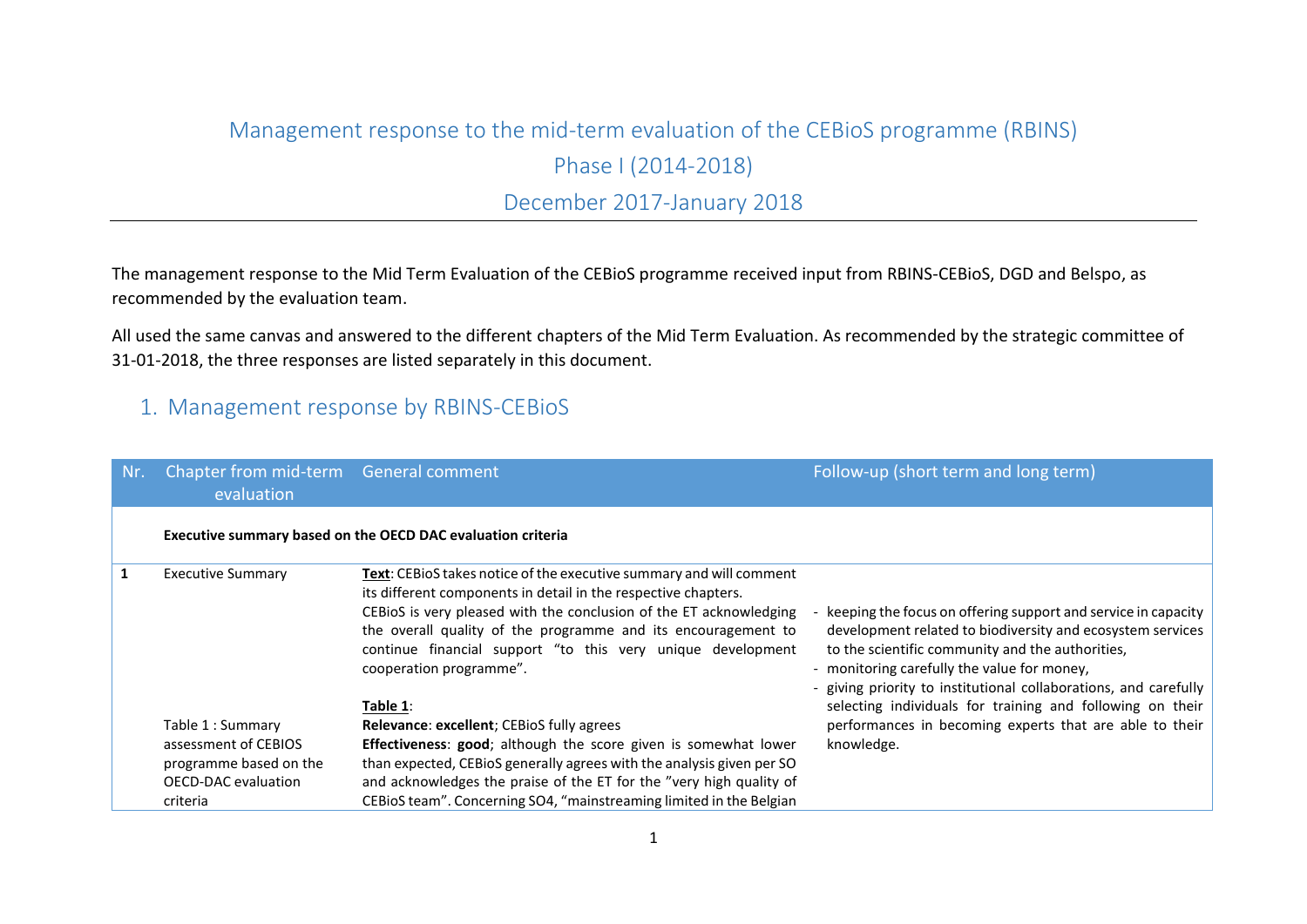# Management response to the mid-term evaluation of the CEBioS programme (RBINS)

# Phase I (2014-2018)

# December 2017-January 2018

The management response to the Mid Term Evaluation of the CEBioS programme received input from RBINS-CEBioS, DGD and Belspo, as recommended by the evaluation team.

All used the same canvas and answered to the different chapters of the Mid Term Evaluation. As recommended by the strategic committee of 31-01-2018, the three responses are listed separately in this document.

## 1. Management response by RBINS-CEBioS

| Nr. | Chapter from mid-term evaluation | General comment | Follow-up (short term and long term) |
|---|---|---|---|
| | **Executive summary based on the OECD DAC evaluation criteria** | | |
| **1** | Executive Summary<br><br>Table 1 : Summary assessment of CEBIOS programme based on the OECD-DAC evaluation criteria | **Text**: CEBioS takes notice of the executive summary and will comment its different components in detail in the respective chapters.<br>CEBioS is very pleased with the conclusion of the ET acknowledging the overall quality of the programme and its encouragement to continue financial support "to this very unique development cooperation programme".<br><br>**Table 1**:<br>**Relevance**: **excellent**; CEBioS fully agrees<br>**Effectiveness**: **good**; although the score given is somewhat lower than expected, CEBioS generally agrees with the analysis given per SO and acknowledges the praise of the ET for the "very high quality of CEBioS team". Concerning SO4, "mainstreaming limited in the Belgian | - keeping the focus on offering support and service in capacity development related to biodiversity and ecosystem services to the scientific community and the authorities,<br>- monitoring carefully the value for money,<br>- giving priority to institutional collaborations, and carefully selecting individuals for training and following on their performances in becoming experts that are able to their knowledge. |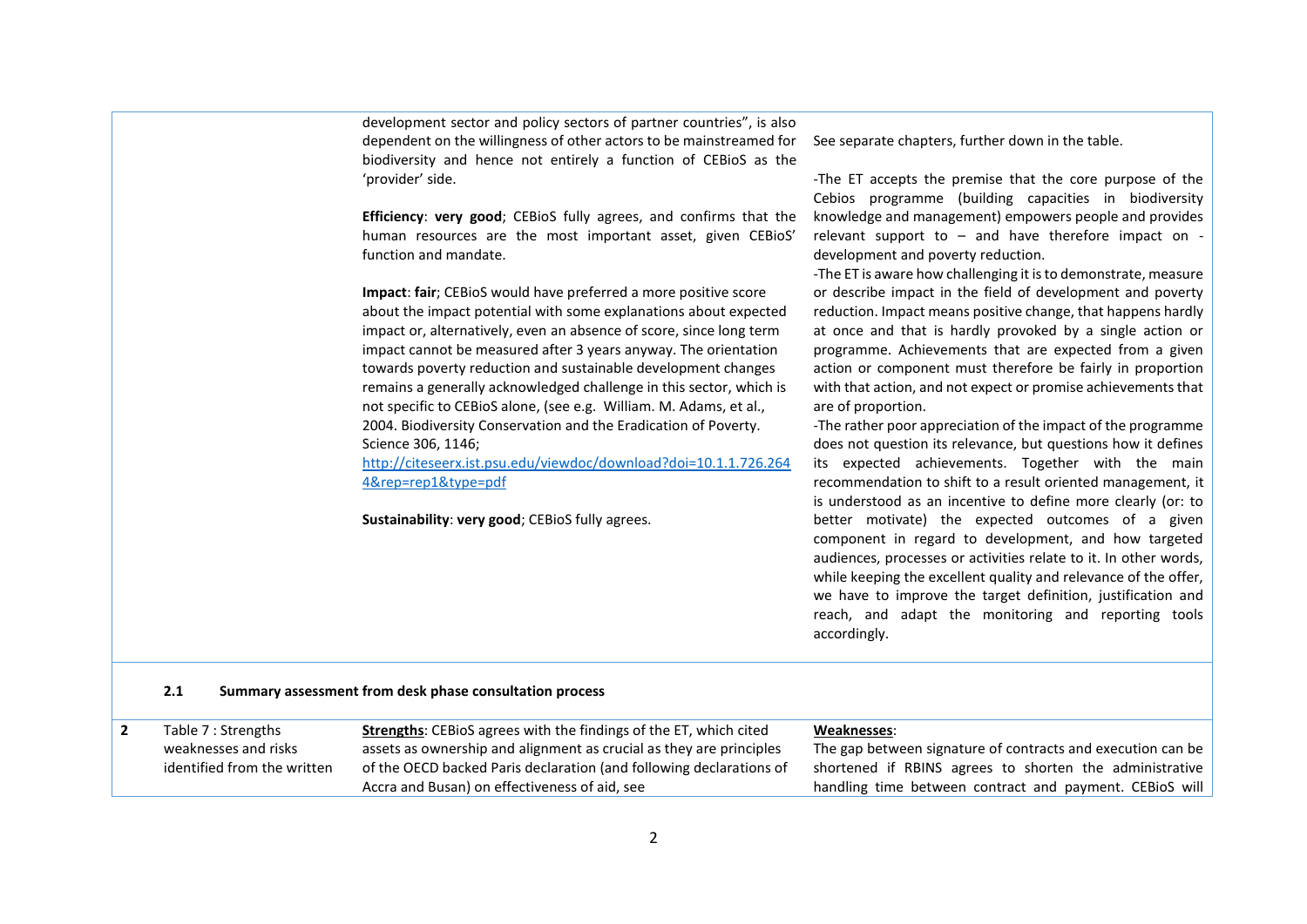| | | | |
|---|---|---|---|
| | | development sector and policy sectors of partner countries", is also dependent on the willingness of other actors to be mainstreamed for biodiversity and hence not entirely a function of CEBioS as the 'provider' side.<br><br>**Efficiency**: **very good**; CEBioS fully agrees, and confirms that the human resources are the most important asset, given CEBioS' function and mandate.<br><br>**Impact**: **fair**; CEBioS would have preferred a more positive score about the impact potential with some explanations about expected impact or, alternatively, even an absence of score, since long term impact cannot be measured after 3 years anyway. The orientation towards poverty reduction and sustainable development changes remains a generally acknowledged challenge in this sector, which is not specific to CEBioS alone, (see e.g. William. M. Adams, et al., 2004. Biodiversity Conservation and the Eradication of Poverty. Science 306, 1146; http://citeseerx.ist.psu.edu/viewdoc/download?doi=10.1.1.726.2644&rep=rep1&type=pdf<br><br>**Sustainability**: **very good**; CEBioS fully agrees. | See separate chapters, further down in the table.<br><br>-The ET accepts the premise that the core purpose of the Cebios programme (building capacities in biodiversity knowledge and management) empowers people and provides relevant support to – and have therefore impact on - development and poverty reduction.<br>-The ET is aware how challenging it is to demonstrate, measure or describe impact in the field of development and poverty reduction. Impact means positive change, that happens hardly at once and that is hardly provoked by a single action or programme. Achievements that are expected from a given action or component must therefore be fairly in proportion with that action, and not expect or promise achievements that are of proportion.<br>-The rather poor appreciation of the impact of the programme does not question its relevance, but questions how it defines its expected achievements. Together with the main recommendation to shift to a result oriented management, it is understood as an incentive to define more clearly (or: to better motivate) the expected outcomes of a given component in regard to development, and how targeted audiences, processes or activities relate to it. In other words, while keeping the excellent quality and relevance of the offer, we have to improve the target definition, justification and reach, and adapt the monitoring and reporting tools accordingly. |
| | **2.1 Summary assessment from desk phase consultation process** | | |
| **2** | Table 7 : Strengths weaknesses and risks identified from the written | **Strengths**: CEBioS agrees with the findings of the ET, which cited assets as ownership and alignment as crucial as they are principles of the OECD backed Paris declaration (and following declarations of Accra and Busan) on effectiveness of aid, see | **Weaknesses**:<br>The gap between signature of contracts and execution can be shortened if RBINS agrees to shorten the administrative handling time between contract and payment. CEBioS will |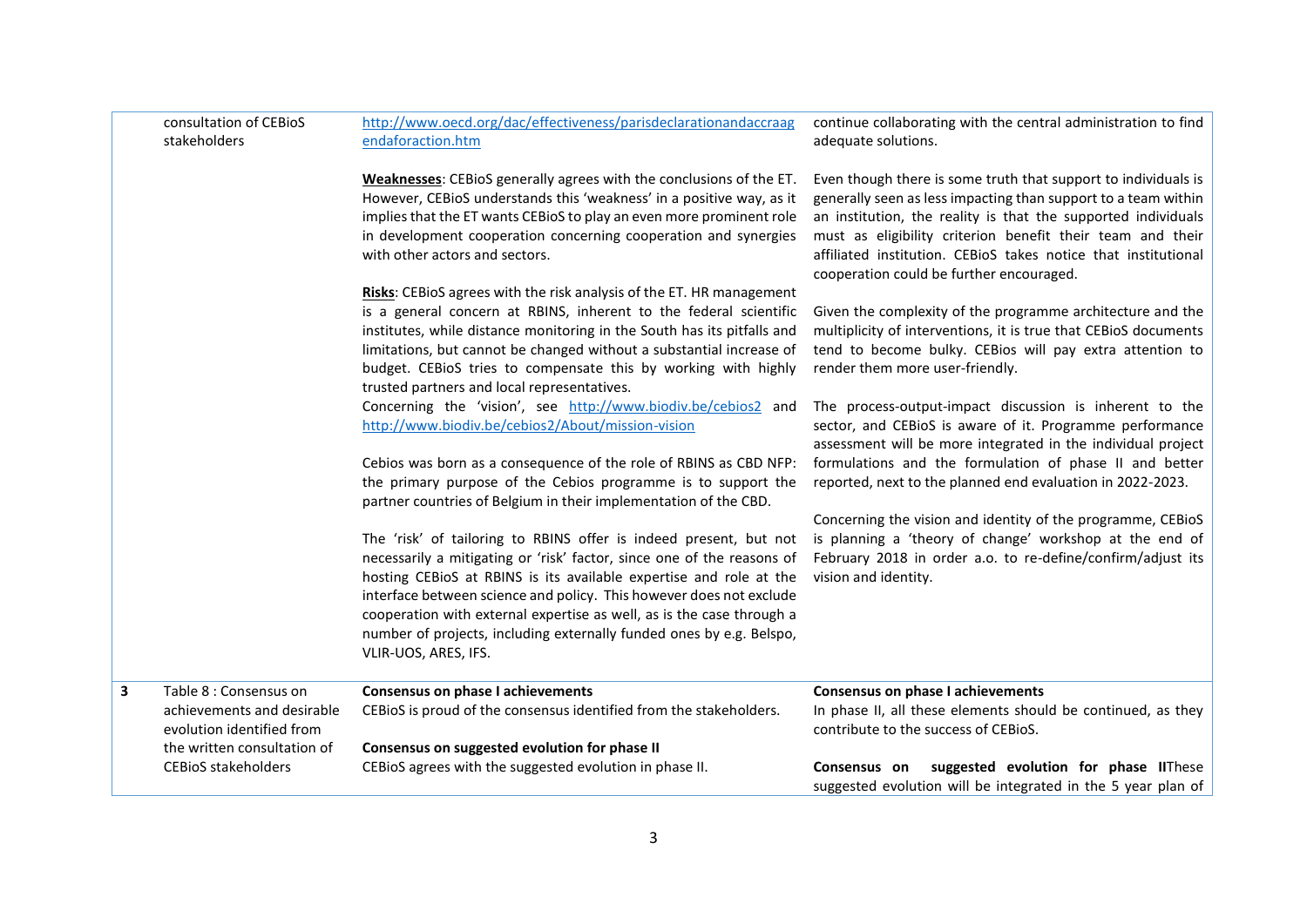| | | | |
|---|---|---|---|
| | consultation of CEBioS stakeholders | http://www.oecd.org/dac/effectiveness/parisdeclarationandaccraagendaforaction.htm<br><br>**Weaknesses**: CEBioS generally agrees with the conclusions of the ET. However, CEBioS understands this 'weakness' in a positive way, as it implies that the ET wants CEBioS to play an even more prominent role in development cooperation concerning cooperation and synergies with other actors and sectors.<br><br>**Risks**: CEBioS agrees with the risk analysis of the ET. HR management is a general concern at RBINS, inherent to the federal scientific institutes, while distance monitoring in the South has its pitfalls and limitations, but cannot be changed without a substantial increase of budget. CEBioS tries to compensate this by working with highly trusted partners and local representatives.<br>Concerning the 'vision', see http://www.biodiv.be/cebios2 and http://www.biodiv.be/cebios2/About/mission-vision<br><br>Cebios was born as a consequence of the role of RBINS as CBD NFP: the primary purpose of the Cebios programme is to support the partner countries of Belgium in their implementation of the CBD.<br><br>The 'risk' of tailoring to RBINS offer is indeed present, but not necessarily a mitigating or 'risk' factor, since one of the reasons of hosting CEBioS at RBINS is its available expertise and role at the interface between science and policy. This however does not exclude cooperation with external expertise as well, as is the case through a number of projects, including externally funded ones by e.g. Belspo, VLIR-UOS, ARES, IFS. | continue collaborating with the central administration to find adequate solutions.<br><br>Even though there is some truth that support to individuals is generally seen as less impacting than support to a team within an institution, the reality is that the supported individuals must as eligibility criterion benefit their team and their affiliated institution. CEBioS takes notice that institutional cooperation could be further encouraged.<br><br>Given the complexity of the programme architecture and the multiplicity of interventions, it is true that CEBioS documents tend to become bulky. CEBios will pay extra attention to render them more user-friendly.<br><br>The process-output-impact discussion is inherent to the sector, and CEBioS is aware of it. Programme performance assessment will be more integrated in the individual project formulations and the formulation of phase II and better reported, next to the planned end evaluation in 2022-2023.<br><br>Concerning the vision and identity of the programme, CEBioS is planning a 'theory of change' workshop at the end of February 2018 in order a.o. to re-define/confirm/adjust its vision and identity. |
| **3** | Table 8 : Consensus on achievements and desirable evolution identified from the written consultation of CEBioS stakeholders | **Consensus on phase I achievements**<br>CEBioS is proud of the consensus identified from the stakeholders.<br><br>**Consensus on suggested evolution for phase II**<br>CEBioS agrees with the suggested evolution in phase II. | **Consensus on phase I achievements**<br>In phase II, all these elements should be continued, as they contribute to the success of CEBioS.<br><br>**Consensus on suggested evolution for phase II**These suggested evolution will be integrated in the 5 year plan of |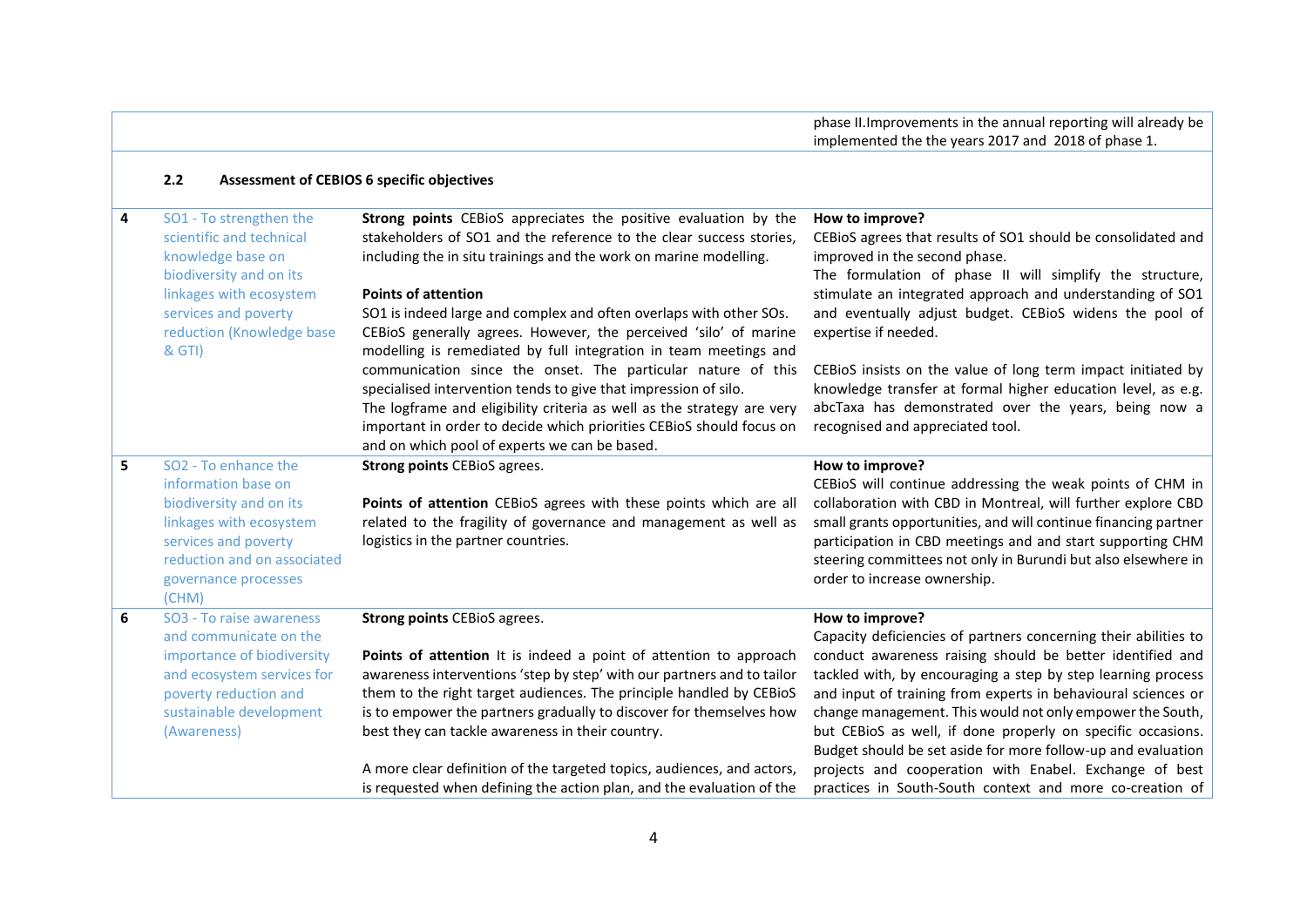| | | | |
|---|---|---|---|
| | | | phase II.Improvements in the annual reporting will already be implemented the the years 2017 and 2018 of phase 1. |

**2.2 Assessment of CEBIOS 6 specific objectives**

| | | | |
|---|---|---|---|
| **4** | SO1 - To strengthen the scientific and technical knowledge base on biodiversity and on its linkages with ecosystem services and poverty reduction (Knowledge base & GTI) | **Strong points** CEBioS appreciates the positive evaluation by the stakeholders of SO1 and the reference to the clear success stories, including the in situ trainings and the work on marine modelling.<br><br>**Points of attention**<br>SO1 is indeed large and complex and often overlaps with other SOs. CEBioS generally agrees. However, the perceived 'silo' of marine modelling is remediated by full integration in team meetings and communication since the onset. The particular nature of this specialised intervention tends to give that impression of silo.<br>The logframe and eligibility criteria as well as the strategy are very important in order to decide which priorities CEBioS should focus on and on which pool of experts we can be based. | **How to improve?**<br>CEBioS agrees that results of SO1 should be consolidated and improved in the second phase.<br>The formulation of phase II will simplify the structure, stimulate an integrated approach and understanding of SO1 and eventually adjust budget. CEBioS widens the pool of expertise if needed.<br><br>CEBioS insists on the value of long term impact initiated by knowledge transfer at formal higher education level, as e.g. abcTaxa has demonstrated over the years, being now a recognised and appreciated tool. |
| **5** | SO2 - To enhance the information base on biodiversity and on its linkages with ecosystem services and poverty reduction and on associated governance processes (CHM) | **Strong points** CEBioS agrees.<br><br>**Points of attention** CEBioS agrees with these points which are all related to the fragility of governance and management as well as logistics in the partner countries. | **How to improve?**<br>CEBioS will continue addressing the weak points of CHM in collaboration with CBD in Montreal, will further explore CBD small grants opportunities, and will continue financing partner participation in CBD meetings and and start supporting CHM steering committees not only in Burundi but also elsewhere in order to increase ownership. |
| **6** | SO3 - To raise awareness and communicate on the importance of biodiversity and ecosystem services for poverty reduction and sustainable development (Awareness) | **Strong points** CEBioS agrees.<br><br>**Points of attention** It is indeed a point of attention to approach awareness interventions 'step by step' with our partners and to tailor them to the right target audiences. The principle handled by CEBioS is to empower the partners gradually to discover for themselves how best they can tackle awareness in their country.<br><br>A more clear definition of the targeted topics, audiences, and actors, is requested when defining the action plan, and the evaluation of the | **How to improve?**<br>Capacity deficiencies of partners concerning their abilities to conduct awareness raising should be better identified and tackled with, by encouraging a step by step learning process and input of training from experts in behavioural sciences or change management. This would not only empower the South, but CEBioS as well, if done properly on specific occasions. Budget should be set aside for more follow-up and evaluation projects and cooperation with Enabel. Exchange of best practices in South-South context and more co-creation of |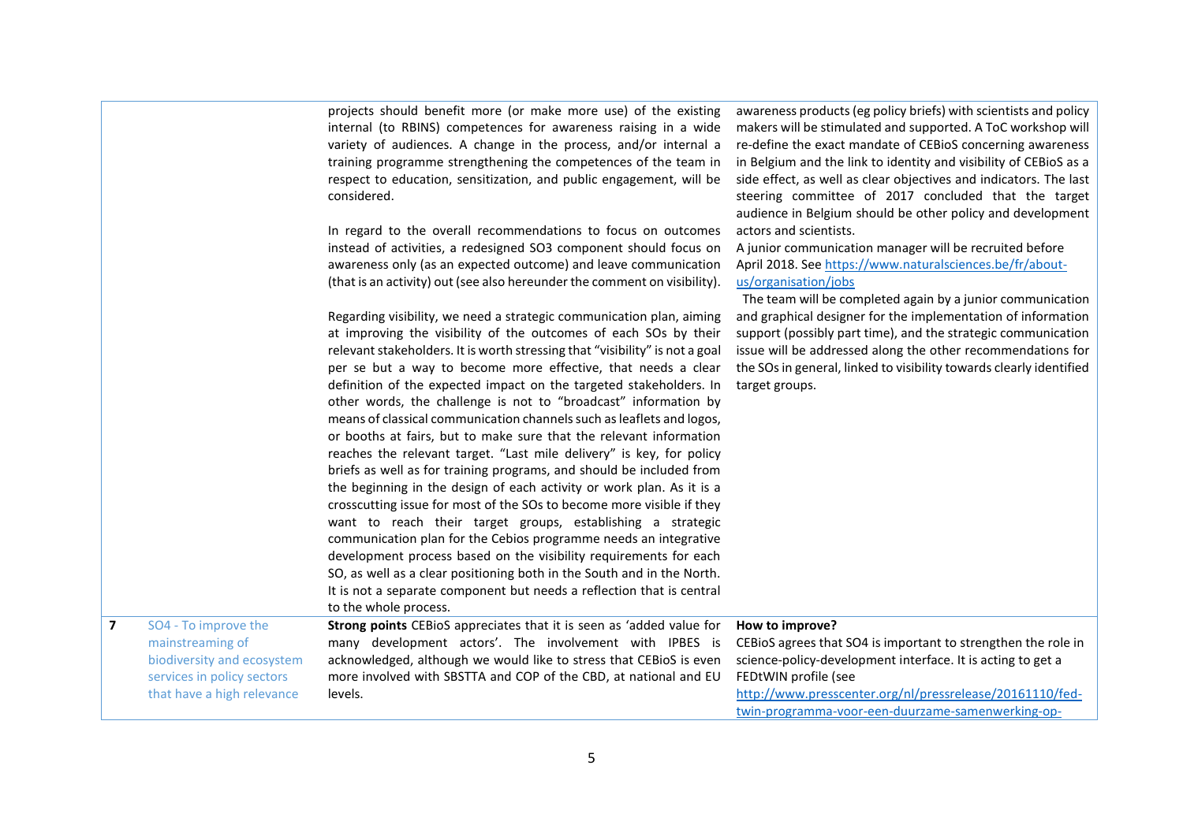| | | | |
|---|---|---|---|
| | | projects should benefit more (or make more use) of the existing internal (to RBINS) competences for awareness raising in a wide variety of audiences. A change in the process, and/or internal a training programme strengthening the competences of the team in respect to education, sensitization, and public engagement, will be considered.<br><br>In regard to the overall recommendations to focus on outcomes instead of activities, a redesigned SO3 component should focus on awareness only (as an expected outcome) and leave communication (that is an activity) out (see also hereunder the comment on visibility).<br><br>Regarding visibility, we need a strategic communication plan, aiming at improving the visibility of the outcomes of each SOs by their relevant stakeholders. It is worth stressing that "visibility" is not a goal per se but a way to become more effective, that needs a clear definition of the expected impact on the targeted stakeholders. In other words, the challenge is not to "broadcast" information by means of classical communication channels such as leaflets and logos, or booths at fairs, but to make sure that the relevant information reaches the relevant target. "Last mile delivery" is key, for policy briefs as well as for training programs, and should be included from the beginning in the design of each activity or work plan. As it is a crosscutting issue for most of the SOs to become more visible if they want to reach their target groups, establishing a strategic communication plan for the Cebios programme needs an integrative development process based on the visibility requirements for each SO, as well as a clear positioning both in the South and in the North. It is not a separate component but needs a reflection that is central to the whole process. | awareness products (eg policy briefs) with scientists and policy makers will be stimulated and supported. A ToC workshop will re-define the exact mandate of CEBioS concerning awareness in Belgium and the link to identity and visibility of CEBioS as a side effect, as well as clear objectives and indicators. The last steering committee of 2017 concluded that the target audience in Belgium should be other policy and development actors and scientists.<br>A junior communication manager will be recruited before April 2018. See https://www.naturalsciences.be/fr/about-us/organisation/jobs<br>The team will be completed again by a junior communication and graphical designer for the implementation of information support (possibly part time), and the strategic communication issue will be addressed along the other recommendations for the SOs in general, linked to visibility towards clearly identified target groups. |
| **7** | SO4 - To improve the mainstreaming of biodiversity and ecosystem services in policy sectors that have a high relevance | **Strong points** CEBioS appreciates that it is seen as 'added value for many development actors'. The involvement with IPBES is acknowledged, although we would like to stress that CEBioS is even more involved with SBSTTA and COP of the CBD, at national and EU levels. | **How to improve?**<br>CEBioS agrees that SO4 is important to strengthen the role in science-policy-development interface. It is acting to get a FEDtWIN profile (see http://www.presscenter.org/nl/pressrelease/20161110/fed-twin-programma-voor-een-duurzame-samenwerking-op- |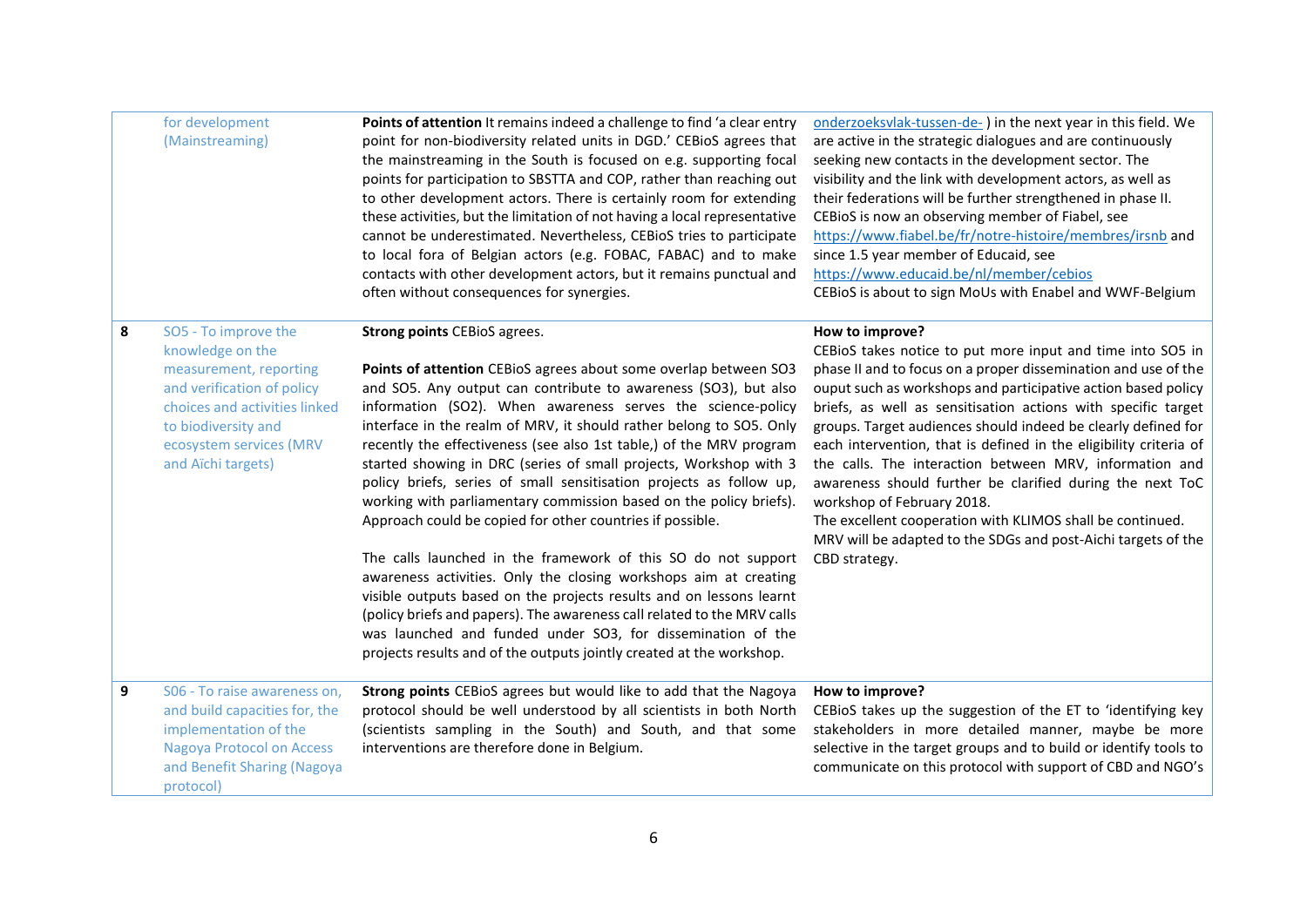| | | | |
|---|---|---|---|
| | for development (Mainstreaming) | **Points of attention** It remains indeed a challenge to find 'a clear entry point for non-biodiversity related units in DGD.' CEBioS agrees that the mainstreaming in the South is focused on e.g. supporting focal points for participation to SBSTTA and COP, rather than reaching out to other development actors. There is certainly room for extending these activities, but the limitation of not having a local representative cannot be underestimated. Nevertheless, CEBioS tries to participate to local fora of Belgian actors (e.g. FOBAC, FABAC) and to make contacts with other development actors, but it remains punctual and often without consequences for synergies. | onderzoeksvlak-tussen-de- ) in the next year in this field. We are active in the strategic dialogues and are continuously seeking new contacts in the development sector. The visibility and the link with development actors, as well as their federations will be further strengthened in phase II. CEBioS is now an observing member of Fiabel, see https://www.fiabel.be/fr/notre-histoire/membres/irsnb and since 1.5 year member of Educaid, see https://www.educaid.be/nl/member/cebios<br>CEBioS is about to sign MoUs with Enabel and WWF-Belgium |
| **8** | SO5 - To improve the knowledge on the measurement, reporting and verification of policy choices and activities linked to biodiversity and ecosystem services (MRV and Aïchi targets) | **Strong points** CEBioS agrees.<br><br>**Points of attention** CEBioS agrees about some overlap between SO3 and SO5. Any output can contribute to awareness (SO3), but also information (SO2). When awareness serves the science-policy interface in the realm of MRV, it should rather belong to SO5. Only recently the effectiveness (see also 1st table,) of the MRV program started showing in DRC (series of small projects, Workshop with 3 policy briefs, series of small sensitisation projects as follow up, working with parliamentary commission based on the policy briefs). Approach could be copied for other countries if possible.<br><br>The calls launched in the framework of this SO do not support awareness activities. Only the closing workshops aim at creating visible outputs based on the projects results and on lessons learnt (policy briefs and papers). The awareness call related to the MRV calls was launched and funded under SO3, for dissemination of the projects results and of the outputs jointly created at the workshop. | **How to improve?**<br>CEBioS takes notice to put more input and time into SO5 in phase II and to focus on a proper dissemination and use of the ouput such as workshops and participative action based policy briefs, as well as sensitisation actions with specific target groups. Target audiences should indeed be clearly defined for each intervention, that is defined in the eligibility criteria of the calls. The interaction between MRV, information and awareness should further be clarified during the next ToC workshop of February 2018.<br>The excellent cooperation with KLIMOS shall be continued.<br>MRV will be adapted to the SDGs and post-Aichi targets of the CBD strategy. |
| **9** | S06 - To raise awareness on, and build capacities for, the implementation of the Nagoya Protocol on Access and Benefit Sharing (Nagoya protocol) | **Strong points** CEBioS agrees but would like to add that the Nagoya protocol should be well understood by all scientists in both North (scientists sampling in the South) and South, and that some interventions are therefore done in Belgium. | **How to improve?**<br>CEBioS takes up the suggestion of the ET to 'identifying key stakeholders in more detailed manner, maybe be more selective in the target groups and to build or identify tools to communicate on this protocol with support of CBD and NGO's |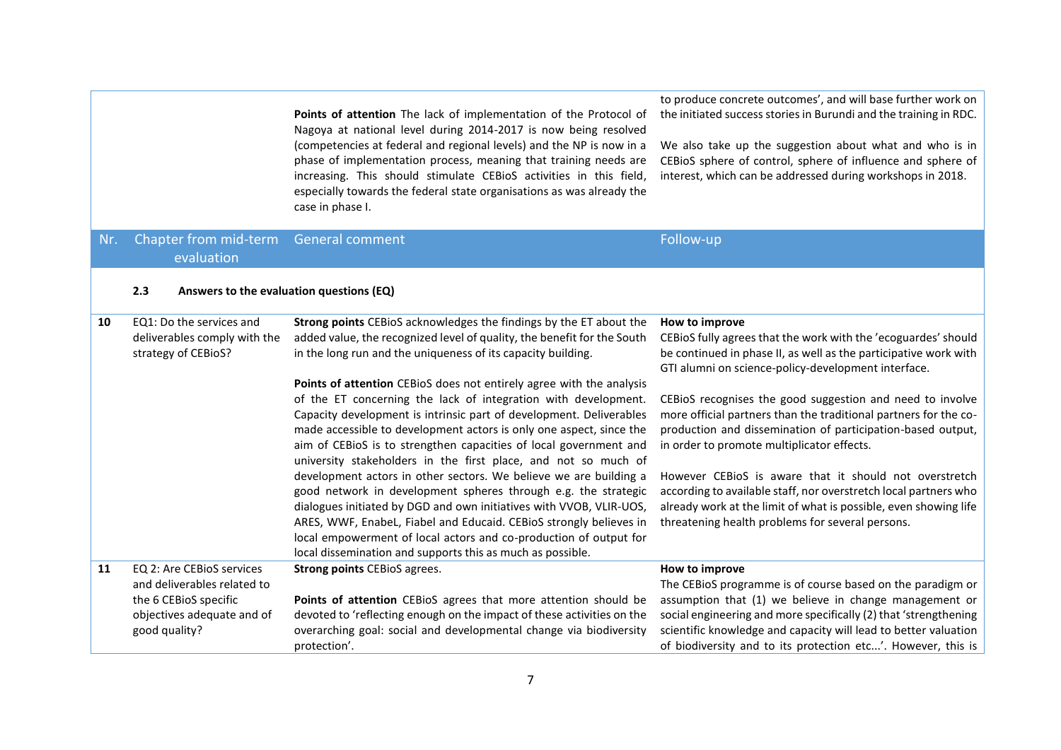| | | | |
|---|---|---|---|
| | | **Points of attention** The lack of implementation of the Protocol of Nagoya at national level during 2014-2017 is now being resolved (competencies at federal and regional levels) and the NP is now in a phase of implementation process, meaning that training needs are increasing. This should stimulate CEBioS activities in this field, especially towards the federal state organisations as was already the case in phase I. | to produce concrete outcomes', and will base further work on the initiated success stories in Burundi and the training in RDC.<br><br>We also take up the suggestion about what and who is in CEBioS sphere of control, sphere of influence and sphere of interest, which can be addressed during workshops in 2018. |

| Nr. | Chapter from mid-term evaluation | General comment | Follow-up |
|---|---|---|---|
| | **2.3 Answers to the evaluation questions (EQ)** | | |
| **10** | EQ1: Do the services and deliverables comply with the strategy of CEBioS? | **Strong points** CEBioS acknowledges the findings by the ET about the added value, the recognized level of quality, the benefit for the South in the long run and the uniqueness of its capacity building.<br><br>**Points of attention** CEBioS does not entirely agree with the analysis of the ET concerning the lack of integration with development. Capacity development is intrinsic part of development. Deliverables made accessible to development actors is only one aspect, since the aim of CEBioS is to strengthen capacities of local government and university stakeholders in the first place, and not so much of development actors in other sectors. We believe we are building a good network in development spheres through e.g. the strategic dialogues initiated by DGD and own initiatives with VVOB, VLIR-UOS, ARES, WWF, EnabeL, Fiabel and Educaid. CEBioS strongly believes in local empowerment of local actors and co-production of output for local dissemination and supports this as much as possible. | **How to improve**<br>CEBioS fully agrees that the work with the 'ecoguardes' should be continued in phase II, as well as the participative work with GTI alumni on science-policy-development interface.<br><br>CEBioS recognises the good suggestion and need to involve more official partners than the traditional partners for the co-production and dissemination of participation-based output, in order to promote multiplicator effects.<br><br>However CEBioS is aware that it should not overstretch according to available staff, nor overstretch local partners who already work at the limit of what is possible, even showing life threatening health problems for several persons. |
| **11** | EQ 2: Are CEBioS services and deliverables related to the 6 CEBioS specific objectives adequate and of good quality? | **Strong points** CEBioS agrees.<br><br>**Points of attention** CEBioS agrees that more attention should be devoted to 'reflecting enough on the impact of these activities on the overarching goal: social and developmental change via biodiversity protection'. | **How to improve**<br>The CEBioS programme is of course based on the paradigm or assumption that (1) we believe in change management or social engineering and more specifically (2) that 'strengthening scientific knowledge and capacity will lead to better valuation of biodiversity and to its protection etc...'. However, this is |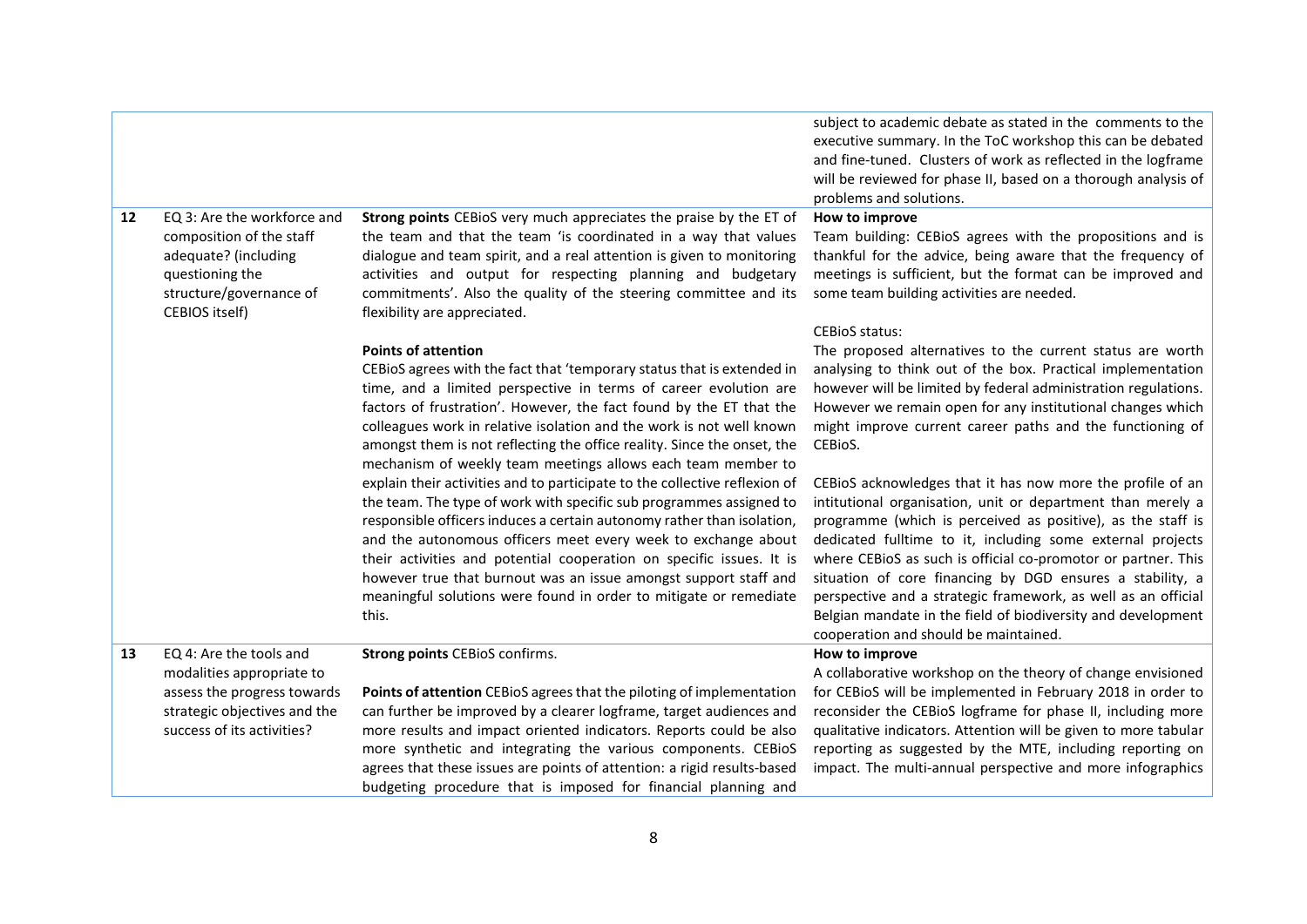| | | | |
|---|---|---|---|
| | | | subject to academic debate as stated in the comments to the executive summary. In the ToC workshop this can be debated and fine-tuned. Clusters of work as reflected in the logframe will be reviewed for phase II, based on a thorough analysis of problems and solutions. |
| **12** | EQ 3: Are the workforce and composition of the staff adequate? (including questioning the structure/governance of CEBIOS itself) | **Strong points** CEBioS very much appreciates the praise by the ET of the team and that the team 'is coordinated in a way that values dialogue and team spirit, and a real attention is given to monitoring activities and output for respecting planning and budgetary commitments'. Also the quality of the steering committee and its flexibility are appreciated.<br><br>**Points of attention**<br>CEBioS agrees with the fact that 'temporary status that is extended in time, and a limited perspective in terms of career evolution are factors of frustration'. However, the fact found by the ET that the colleagues work in relative isolation and the work is not well known amongst them is not reflecting the office reality. Since the onset, the mechanism of weekly team meetings allows each team member to explain their activities and to participate to the collective reflexion of the team. The type of work with specific sub programmes assigned to responsible officers induces a certain autonomy rather than isolation, and the autonomous officers meet every week to exchange about their activities and potential cooperation on specific issues. It is however true that burnout was an issue amongst support staff and meaningful solutions were found in order to mitigate or remediate this. | **How to improve**<br>Team building: CEBioS agrees with the propositions and is thankful for the advice, being aware that the frequency of meetings is sufficient, but the format can be improved and some team building activities are needed.<br><br>CEBioS status:<br>The proposed alternatives to the current status are worth analysing to think out of the box. Practical implementation however will be limited by federal administration regulations. However we remain open for any institutional changes which might improve current career paths and the functioning of CEBioS.<br><br>CEBioS acknowledges that it has now more the profile of an intitutional organisation, unit or department than merely a programme (which is perceived as positive), as the staff is dedicated fulltime to it, including some external projects where CEBioS as such is official co-promotor or partner. This situation of core financing by DGD ensures a stability, a perspective and a strategic framework, as well as an official Belgian mandate in the field of biodiversity and development cooperation and should be maintained. |
| **13** | EQ 4: Are the tools and modalities appropriate to assess the progress towards strategic objectives and the success of its activities? | **Strong points** CEBioS confirms.<br><br>**Points of attention** CEBioS agrees that the piloting of implementation can further be improved by a clearer logframe, target audiences and more results and impact oriented indicators. Reports could be also more synthetic and integrating the various components. CEBioS agrees that these issues are points of attention: a rigid results-based budgeting procedure that is imposed for financial planning and | **How to improve**<br>A collaborative workshop on the theory of change envisioned for CEBioS will be implemented in February 2018 in order to reconsider the CEBioS logframe for phase II, including more qualitative indicators. Attention will be given to more tabular reporting as suggested by the MTE, including reporting on impact. The multi-annual perspective and more infographics |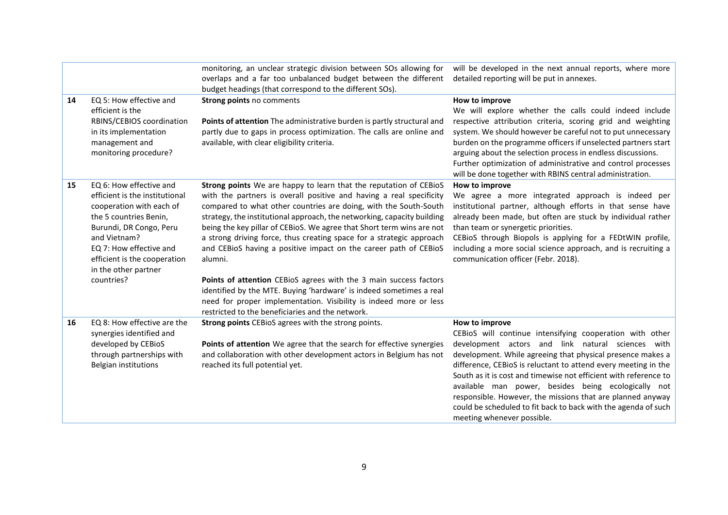|  |  |  |  |
|---|---|---|---|
|  |  | monitoring, an unclear strategic division between SOs allowing for overlaps and a far too unbalanced budget between the different budget headings (that correspond to the different SOs). | will be developed in the next annual reports, where more detailed reporting will be put in annexes. |
| 14 | EQ 5: How effective and efficient is the RBINS/CEBIOS coordination in its implementation management and monitoring procedure? | **Strong points** no comments<br><br>**Points of attention** The administrative burden is partly structural and partly due to gaps in process optimization. The calls are online and available, with clear eligibility criteria. | **How to improve**<br>We will explore whether the calls could indeed include respective attribution criteria, scoring grid and weighting system. We should however be careful not to put unnecessary burden on the programme officers if unselected partners start arguing about the selection process in endless discussions.<br>Further optimization of administrative and control processes will be done together with RBINS central administration. |
| 15 | EQ 6: How effective and efficient is the institutional cooperation with each of the 5 countries Benin, Burundi, DR Congo, Peru and Vietnam?<br>EQ 7: How effective and efficient is the cooperation in the other partner countries? | **Strong points** We are happy to learn that the reputation of CEBioS with the partners is overall positive and having a real specificity compared to what other countries are doing, with the South-South strategy, the institutional approach, the networking, capacity building being the key pillar of CEBioS. We agree that Short term wins are not a strong driving force, thus creating space for a strategic approach and CEBioS having a positive impact on the career path of CEBioS alumni.<br><br>**Points of attention** CEBioS agrees with the 3 main success factors identified by the MTE. Buying 'hardware' is indeed sometimes a real need for proper implementation. Visibility is indeed more or less restricted to the beneficiaries and the network. | **How to improve**<br>We agree a more integrated approach is indeed per institutional partner, although efforts in that sense have already been made, but often are stuck by individual rather than team or synergetic priorities.<br>CEBioS through Biopols is applying for a FEDtWIN profile, including a more social science approach, and is recruiting a communication officer (Febr. 2018). |
| 16 | EQ 8: How effective are the synergies identified and developed by CEBioS through partnerships with Belgian institutions | **Strong points** CEBioS agrees with the strong points.<br><br>**Points of attention** We agree that the search for effective synergies and collaboration with other development actors in Belgium has not reached its full potential yet. | **How to improve**<br>CEBioS will continue intensifying cooperation with other development actors and link natural sciences with development. While agreeing that physical presence makes a difference, CEBioS is reluctant to attend every meeting in the South as it is cost and timewise not efficient with reference to available man power, besides being ecologically not responsible. However, the missions that are planned anyway could be scheduled to fit back to back with the agenda of such meeting whenever possible. |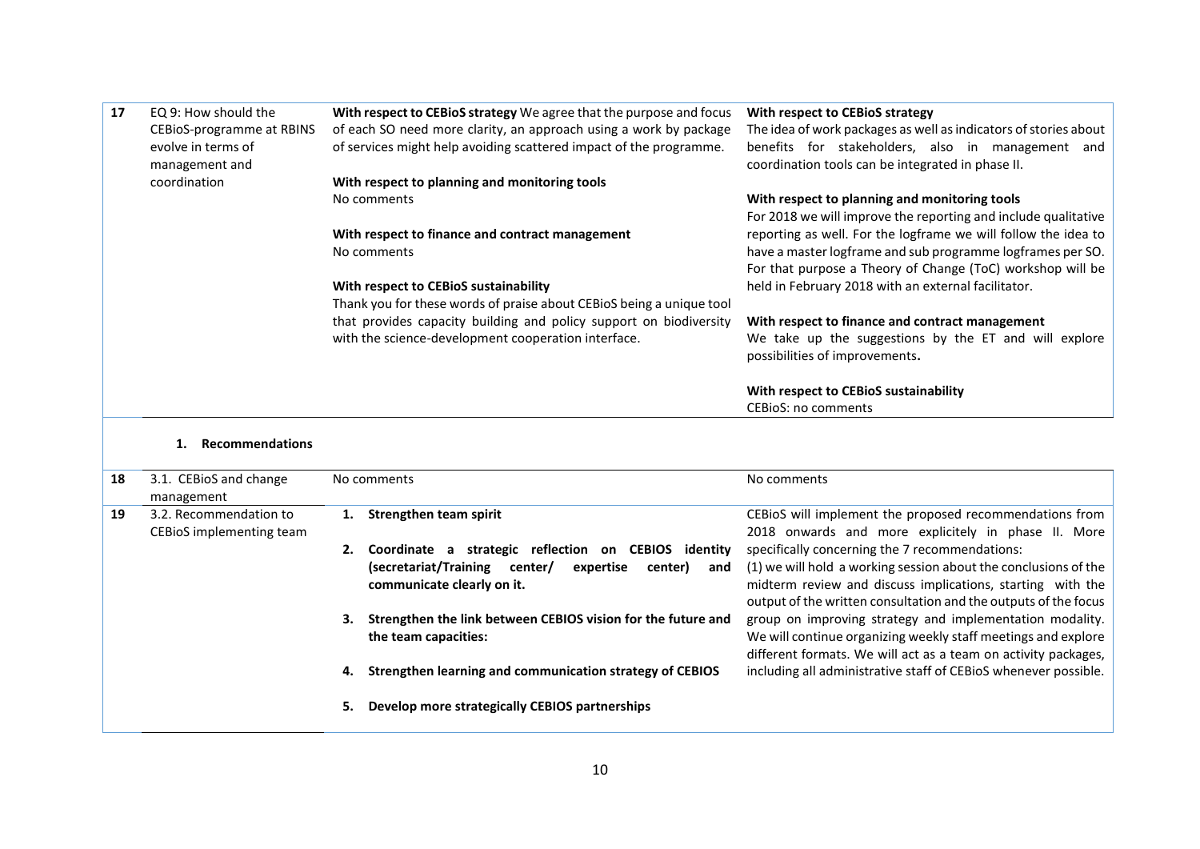| 17 | EQ 9: How should the CEBioS-programme at RBINS evolve in terms of management and coordination | **With respect to CEBioS strategy** We agree that the purpose and focus of each SO need more clarity, an approach using a work by package of services might help avoiding scattered impact of the programme.<br><br>**With respect to planning and monitoring tools**<br>No comments<br><br>**With respect to finance and contract management**<br>No comments<br><br>**With respect to CEBioS sustainability**<br>Thank you for these words of praise about CEBioS being a unique tool that provides capacity building and policy support on biodiversity with the science-development cooperation interface. | **With respect to CEBioS strategy**<br>The idea of work packages as well as indicators of stories about benefits for stakeholders, also in management and coordination tools can be integrated in phase II.<br><br>**With respect to planning and monitoring tools**<br>For 2018 we will improve the reporting and include qualitative reporting as well. For the logframe we will follow the idea to have a master logframe and sub programme logframes per SO. For that purpose a Theory of Change (ToC) workshop will be held in February 2018 with an external facilitator.<br><br>**With respect to finance and contract management**<br>We take up the suggestions by the ET and will explore possibilities of improvements**.**<br><br>**With respect to CEBioS sustainability**<br>CEBioS: no comments |
|---|---|---|---|

1. **Recommendations**

| 18 | 3.1. CEBioS and change management | No comments | No comments |
|---|---|---|---|
| 19 | 3.2. Recommendation to CEBioS implementing team | 1. **Strengthen team spirit**<br><br>2. **Coordinate a strategic reflection on CEBIOS identity (secretariat/Training center/ expertise center) and communicate clearly on it.**<br><br>3. **Strengthen the link between CEBIOS vision for the future and the team capacities:**<br><br>4. **Strengthen learning and communication strategy of CEBIOS**<br><br>5. **Develop more strategically CEBIOS partnerships** | CEBioS will implement the proposed recommendations from 2018 onwards and more explicitely in phase II. More specifically concerning the 7 recommendations:<br>(1) we will hold a working session about the conclusions of the midterm review and discuss implications, starting with the output of the written consultation and the outputs of the focus group on improving strategy and implementation modality. We will continue organizing weekly staff meetings and explore different formats. We will act as a team on activity packages, including all administrative staff of CEBioS whenever possible. |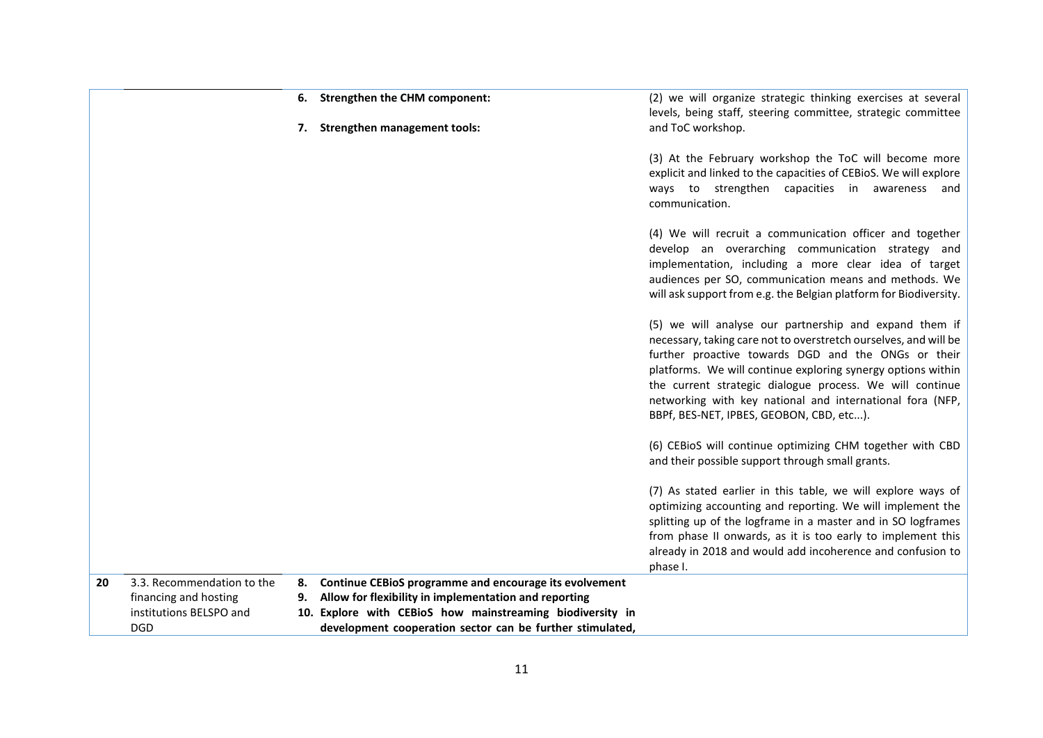| | | | |
|---|---|---|---|
| | | **6. Strengthen the CHM component:**<br><br>**7. Strengthen management tools:** | (2) we will organize strategic thinking exercises at several levels, being staff, steering committee, strategic committee and ToC workshop.<br><br>(3) At the February workshop the ToC will become more explicit and linked to the capacities of CEBioS. We will explore ways to strengthen capacities in awareness and communication.<br><br>(4) We will recruit a communication officer and together develop an overarching communication strategy and implementation, including a more clear idea of target audiences per SO, communication means and methods. We will ask support from e.g. the Belgian platform for Biodiversity.<br><br>(5) we will analyse our partnership and expand them if necessary, taking care not to overstretch ourselves, and will be further proactive towards DGD and the ONGs or their platforms. We will continue exploring synergy options within the current strategic dialogue process. We will continue networking with key national and international fora (NFP, BBPf, BES-NET, IPBES, GEOBON, CBD, etc...).<br><br>(6) CEBioS will continue optimizing CHM together with CBD and their possible support through small grants.<br><br>(7) As stated earlier in this table, we will explore ways of optimizing accounting and reporting. We will implement the splitting up of the logframe in a master and in SO logframes from phase II onwards, as it is too early to implement this already in 2018 and would add incoherence and confusion to phase I. |
| **20** | 3.3. Recommendation to the financing and hosting institutions BELSPO and DGD | **8. Continue CEBioS programme and encourage its evolvement**<br>**9. Allow for flexibility in implementation and reporting**<br>**10. Explore with CEBioS how mainstreaming biodiversity in development cooperation sector can be further stimulated,** | |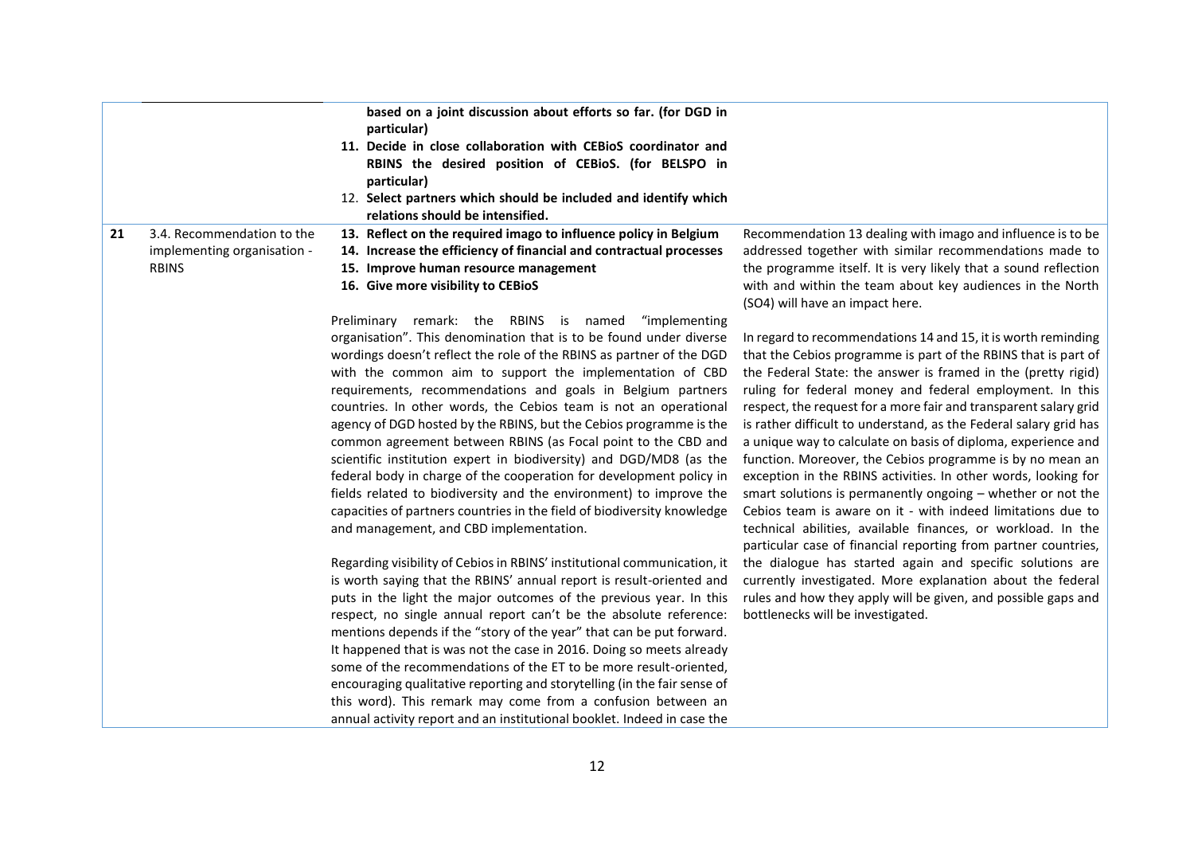| | | | |
|---|---|---|---|
| | | **based on a joint discussion about efforts so far. (for DGD in particular)**<br>11. **Decide in close collaboration with CEBioS coordinator and RBINS the desired position of CEBioS. (for BELSPO in particular)**<br>12. **Select partners which should be included and identify which relations should be intensified.** | |
| **21** | 3.4. Recommendation to the implementing organisation - RBINS | 13. **Reflect on the required imago to influence policy in Belgium**<br>14. **Increase the efficiency of financial and contractual processes**<br>15. **Improve human resource management**<br>16. **Give more visibility to CEBioS**<br><br>Preliminary remark: the RBINS is named "implementing organisation". This denomination that is to be found under diverse wordings doesn't reflect the role of the RBINS as partner of the DGD with the common aim to support the implementation of CBD requirements, recommendations and goals in Belgium partners countries. In other words, the Cebios team is not an operational agency of DGD hosted by the RBINS, but the Cebios programme is the common agreement between RBINS (as Focal point to the CBD and scientific institution expert in biodiversity) and DGD/MD8 (as the federal body in charge of the cooperation for development policy in fields related to biodiversity and the environment) to improve the capacities of partners countries in the field of biodiversity knowledge and management, and CBD implementation.<br><br>Regarding visibility of Cebios in RBINS' institutional communication, it is worth saying that the RBINS' annual report is result-oriented and puts in the light the major outcomes of the previous year. In this respect, no single annual report can't be the absolute reference: mentions depends if the "story of the year" that can be put forward. It happened that is was not the case in 2016. Doing so meets already some of the recommendations of the ET to be more result-oriented, encouraging qualitative reporting and storytelling (in the fair sense of this word). This remark may come from a confusion between an annual activity report and an institutional booklet. Indeed in case the | Recommendation 13 dealing with imago and influence is to be addressed together with similar recommendations made to the programme itself. It is very likely that a sound reflection with and within the team about key audiences in the North (SO4) will have an impact here.<br><br>In regard to recommendations 14 and 15, it is worth reminding that the Cebios programme is part of the RBINS that is part of the Federal State: the answer is framed in the (pretty rigid) ruling for federal money and federal employment. In this respect, the request for a more fair and transparent salary grid is rather difficult to understand, as the Federal salary grid has a unique way to calculate on basis of diploma, experience and function. Moreover, the Cebios programme is by no mean an exception in the RBINS activities. In other words, looking for smart solutions is permanently ongoing – whether or not the Cebios team is aware on it - with indeed limitations due to technical abilities, available finances, or workload. In the particular case of financial reporting from partner countries, the dialogue has started again and specific solutions are currently investigated. More explanation about the federal rules and how they apply will be given, and possible gaps and bottlenecks will be investigated. |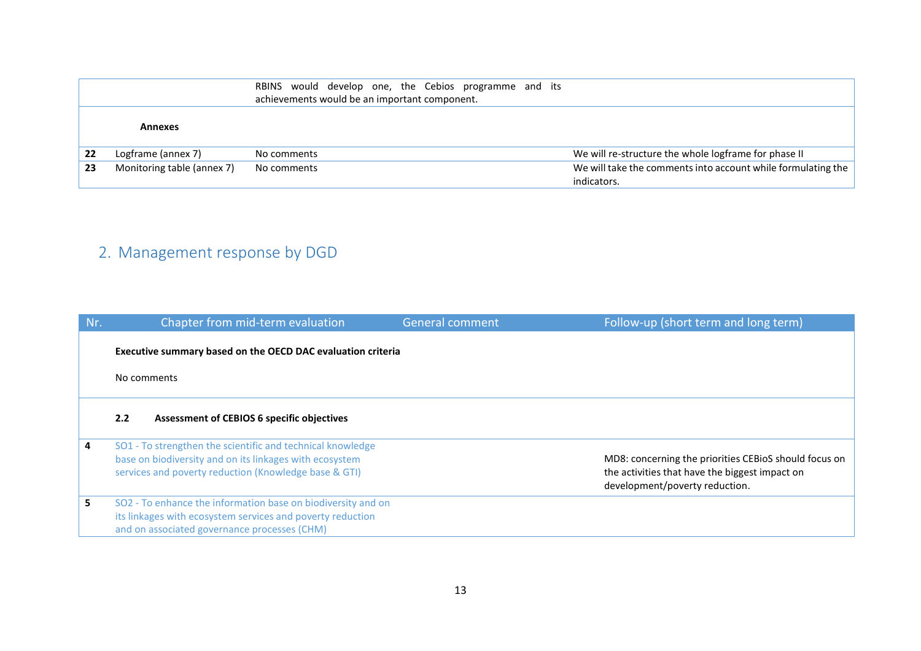| | | | |
|---|---|---|---|
| | | RBINS would develop one, the Cebios programme and its achievements would be an important component. | |
| | **Annexes** | | |
| **22** | Logframe (annex 7) | No comments | We will re-structure the whole logframe for phase II |
| **23** | Monitoring table (annex 7) | No comments | We will take the comments into account while formulating the indicators. |

## 2. Management response by DGD

| Nr. | Chapter from mid-term evaluation | General comment | Follow-up (short term and long term) |
|---|---|---|---|
| | **Executive summary based on the OECD DAC evaluation criteria**<br><br>No comments | | |
| | **2.2 Assessment of CEBIOS 6 specific objectives** | | |
| **4** | SO1 - To strengthen the scientific and technical knowledge base on biodiversity and on its linkages with ecosystem services and poverty reduction (Knowledge base & GTI) | | MD8: concerning the priorities CEBioS should focus on the activities that have the biggest impact on development/poverty reduction. |
| **5** | SO2 - To enhance the information base on biodiversity and on its linkages with ecosystem services and poverty reduction and on associated governance processes (CHM) | | |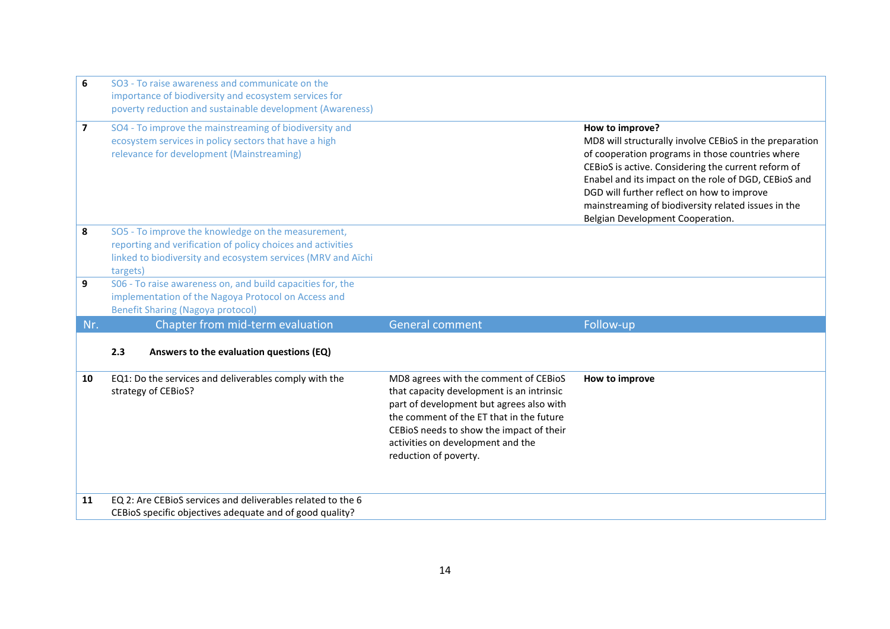| 6 | SO3 - To raise awareness and communicate on the importance of biodiversity and ecosystem services for poverty reduction and sustainable development (Awareness) | | |
|---|---|---|---|
| 7 | SO4 - To improve the mainstreaming of biodiversity and ecosystem services in policy sectors that have a high relevance for development (Mainstreaming) | | **How to improve?**<br>MD8 will structurally involve CEBioS in the preparation of cooperation programs in those countries where CEBioS is active. Considering the current reform of Enabel and its impact on the role of DGD, CEBioS and DGD will further reflect on how to improve mainstreaming of biodiversity related issues in the Belgian Development Cooperation. |
| 8 | SO5 - To improve the knowledge on the measurement, reporting and verification of policy choices and activities linked to biodiversity and ecosystem services (MRV and Aïchi targets) | | |
| 9 | S06 - To raise awareness on, and build capacities for, the implementation of the Nagoya Protocol on Access and Benefit Sharing (Nagoya protocol) | | |
| **Nr.** | **Chapter from mid-term evaluation** | **General comment** | **Follow-up** |
| | **2.3 Answers to the evaluation questions (EQ)** | | |
| 10 | EQ1: Do the services and deliverables comply with the strategy of CEBioS? | MD8 agrees with the comment of CEBioS that capacity development is an intrinsic part of development but agrees also with the comment of the ET that in the future CEBioS needs to show the impact of their activities on development and the reduction of poverty. | **How to improve** |
| 11 | EQ 2: Are CEBioS services and deliverables related to the 6 CEBioS specific objectives adequate and of good quality? | | |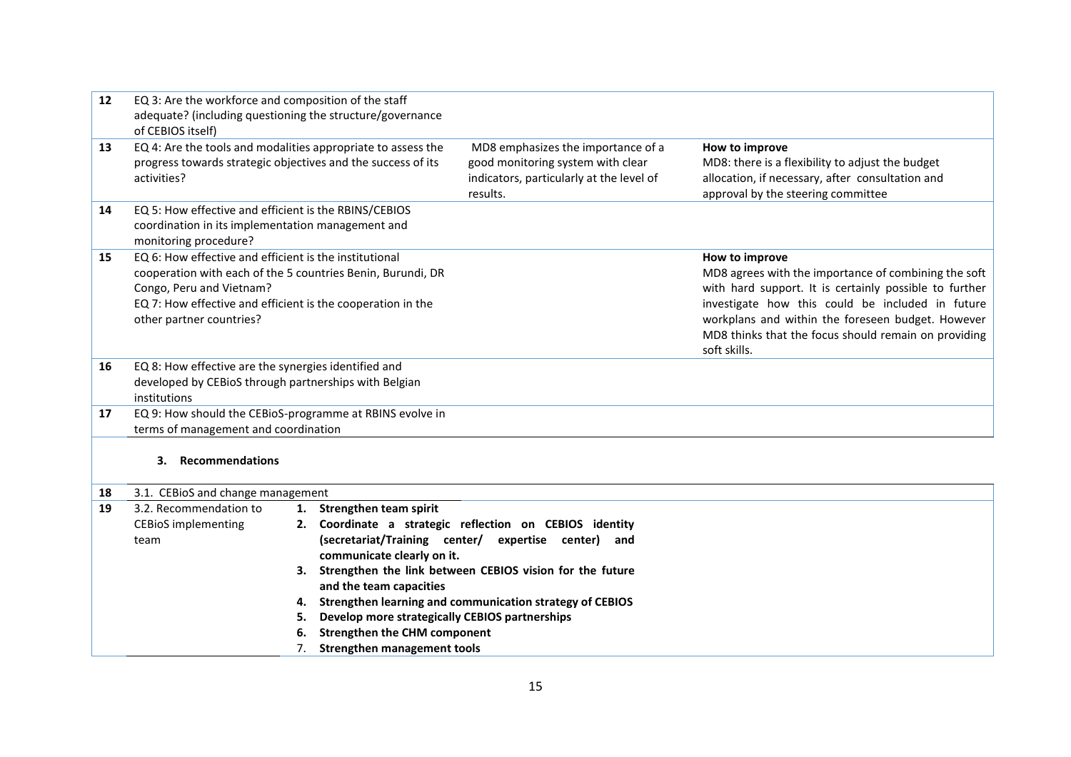| | | | |
|---|---|---|---|
| 12 | EQ 3: Are the workforce and composition of the staff adequate? (including questioning the structure/governance of CEBIOS itself) | | |
| 13 | EQ 4: Are the tools and modalities appropriate to assess the progress towards strategic objectives and the success of its activities? | MD8 emphasizes the importance of a good monitoring system with clear indicators, particularly at the level of results. | **How to improve** MD8: there is a flexibility to adjust the budget allocation, if necessary, after consultation and approval by the steering committee |
| 14 | EQ 5: How effective and efficient is the RBINS/CEBIOS coordination in its implementation management and monitoring procedure? | | |
| 15 | EQ 6: How effective and efficient is the institutional cooperation with each of the 5 countries Benin, Burundi, DR Congo, Peru and Vietnam? EQ 7: How effective and efficient is the cooperation in the other partner countries? | | **How to improve** MD8 agrees with the importance of combining the soft with hard support. It is certainly possible to further investigate how this could be included in future workplans and within the foreseen budget. However MD8 thinks that the focus should remain on providing soft skills. |
| 16 | EQ 8: How effective are the synergies identified and developed by CEBioS through partnerships with Belgian institutions | | |
| 17 | EQ 9: How should the CEBioS-programme at RBINS evolve in terms of management and coordination | | |

### 3. Recommendations

| | | |
|---|---|---|
| 18 | 3.1. CEBioS and change management | |
| 19 | 3.2. Recommendation to CEBioS implementing team | 1. **Strengthen team spirit**<br>2. **Coordinate a strategic reflection on CEBIOS identity (secretariat/Training center/ expertise center) and communicate clearly on it.**<br>3. **Strengthen the link between CEBIOS vision for the future and the team capacities**<br>4. **Strengthen learning and communication strategy of CEBIOS**<br>5. **Develop more strategically CEBIOS partnerships**<br>6. **Strengthen the CHM component**<br>7. **Strengthen management tools** |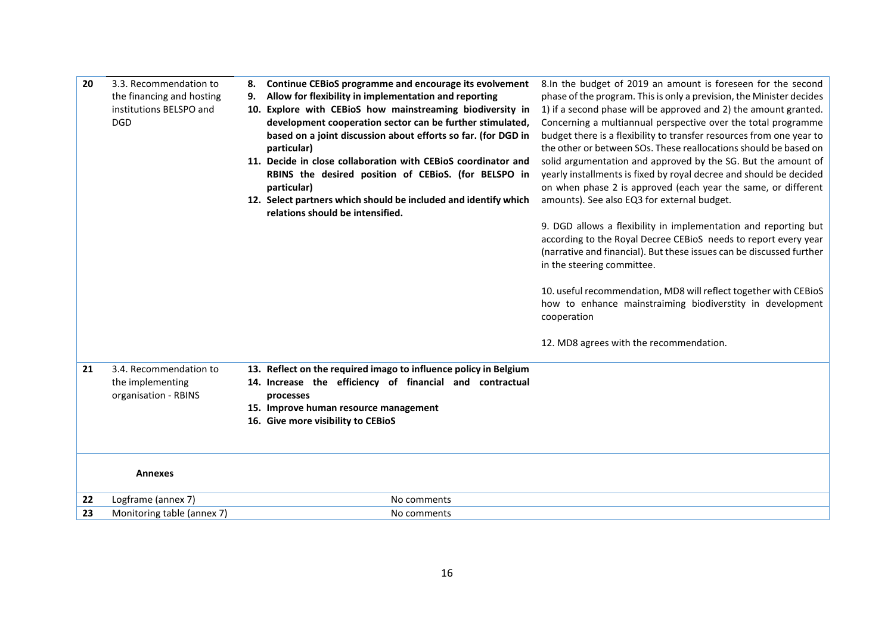| | | | |
|---|---|---|---|
| **20** | 3.3. Recommendation to the financing and hosting institutions BELSPO and DGD | **8. Continue CEBioS programme and encourage its evolvement**<br>**9. Allow for flexibility in implementation and reporting**<br>**10. Explore with CEBioS how mainstreaming biodiversity in development cooperation sector can be further stimulated, based on a joint discussion about efforts so far. (for DGD in particular)**<br>**11. Decide in close collaboration with CEBioS coordinator and RBINS the desired position of CEBioS. (for BELSPO in particular)**<br>**12. Select partners which should be included and identify which relations should be intensified.** | 8.In the budget of 2019 an amount is foreseen for the second phase of the program. This is only a prevision, the Minister decides 1) if a second phase will be approved and 2) the amount granted. Concerning a multiannual perspective over the total programme budget there is a flexibility to transfer resources from one year to the other or between SOs. These reallocations should be based on solid argumentation and approved by the SG. But the amount of yearly installments is fixed by royal decree and should be decided on when phase 2 is approved (each year the same, or different amounts). See also EQ3 for external budget.<br><br>9. DGD allows a flexibility in implementation and reporting but according to the Royal Decree CEBioS needs to report every year (narrative and financial). But these issues can be discussed further in the steering committee.<br><br>10. useful recommendation, MD8 will reflect together with CEBioS how to enhance mainstraiming biodiverstity in development cooperation<br><br>12. MD8 agrees with the recommendation. |
| **21** | 3.4. Recommendation to the implementing organisation - RBINS | **13. Reflect on the required imago to influence policy in Belgium**<br>**14. Increase the efficiency of financial and contractual processes**<br>**15. Improve human resource management**<br>**16. Give more visibility to CEBioS** | |
| | **Annexes** | | |
| **22** | Logframe (annex 7) | No comments | |
| **23** | Monitoring table (annex 7) | No comments | |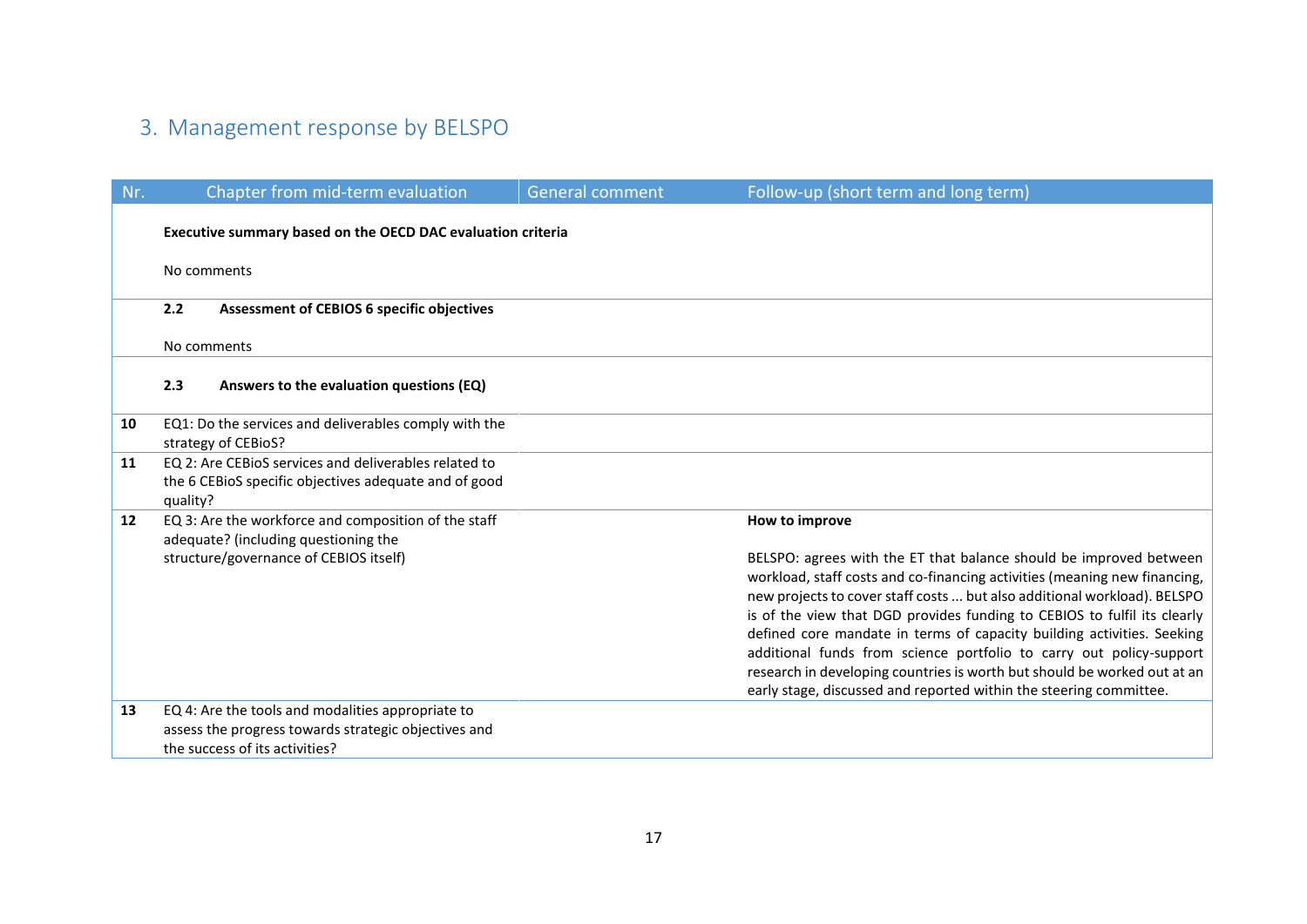## 3. Management response by BELSPO

| Nr. | Chapter from mid-term evaluation | General comment | Follow-up (short term and long term) |
|---|---|---|---|
| | **Executive summary based on the OECD DAC evaluation criteria**<br><br>No comments | | |
| | **2.2 Assessment of CEBIOS 6 specific objectives**<br><br>No comments | | |
| | **2.3 Answers to the evaluation questions (EQ)** | | |
| **10** | EQ1: Do the services and deliverables comply with the strategy of CEBioS? | | |
| **11** | EQ 2: Are CEBioS services and deliverables related to the 6 CEBioS specific objectives adequate and of good quality? | | |
| **12** | EQ 3: Are the workforce and composition of the staff adequate? (including questioning the structure/governance of CEBIOS itself) | | **How to improve**<br><br>BELSPO: agrees with the ET that balance should be improved between workload, staff costs and co-financing activities (meaning new financing, new projects to cover staff costs ... but also additional workload). BELSPO is of the view that DGD provides funding to CEBIOS to fulfil its clearly defined core mandate in terms of capacity building activities. Seeking additional funds from science portfolio to carry out policy-support research in developing countries is worth but should be worked out at an early stage, discussed and reported within the steering committee. |
| **13** | EQ 4: Are the tools and modalities appropriate to assess the progress towards strategic objectives and the success of its activities? | | |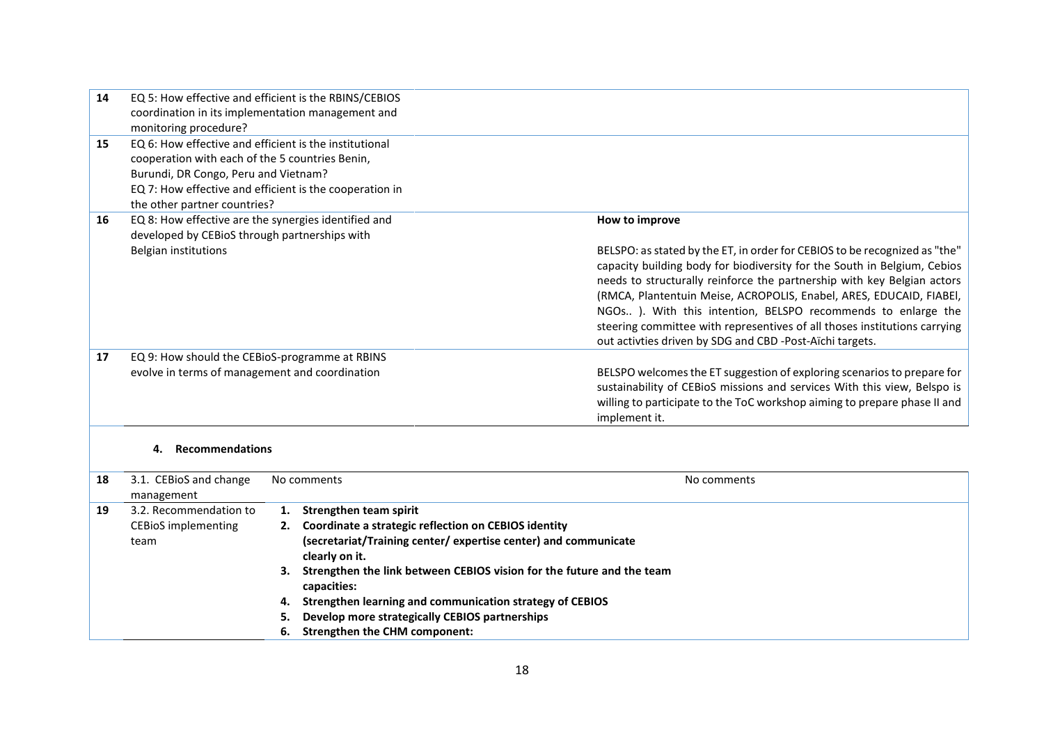| | | | |
|---|---|---|---|
| 14 | EQ 5: How effective and efficient is the RBINS/CEBIOS coordination in its implementation management and monitoring procedure? | | |
| 15 | EQ 6: How effective and efficient is the institutional cooperation with each of the 5 countries Benin, Burundi, DR Congo, Peru and Vietnam?<br>EQ 7: How effective and efficient is the cooperation in the other partner countries? | | |
| 16 | EQ 8: How effective are the synergies identified and developed by CEBioS through partnerships with Belgian institutions | | **How to improve**<br><br>BELSPO: as stated by the ET, in order for CEBIOS to be recognized as "the" capacity building body for biodiversity for the South in Belgium, Cebios needs to structurally reinforce the partnership with key Belgian actors (RMCA, Plantentuin Meise, ACROPOLIS, Enabel, ARES, EDUCAID, FIABEl, NGOs.. ). With this intention, BELSPO recommends to enlarge the steering committee with representives of all thoses institutions carrying out activties driven by SDG and CBD -Post-Aïchi targets. |
| 17 | EQ 9: How should the CEBioS-programme at RBINS evolve in terms of management and coordination | | BELSPO welcomes the ET suggestion of exploring scenarios to prepare for sustainability of CEBioS missions and services With this view, Belspo is willing to participate to the ToC workshop aiming to prepare phase II and implement it. |

4. **Recommendations**

| | | | |
|---|---|---|---|
| 18 | 3.1. CEBioS and change management | No comments | No comments |
| 19 | 3.2. Recommendation to CEBioS implementing team | 1. **Strengthen team spirit**<br>2. **Coordinate a strategic reflection on CEBIOS identity (secretariat/Training center/ expertise center) and communicate clearly on it.**<br>3. **Strengthen the link between CEBIOS vision for the future and the team capacities:**<br>4. **Strengthen learning and communication strategy of CEBIOS**<br>5. **Develop more strategically CEBIOS partnerships**<br>6. **Strengthen the CHM component:** | |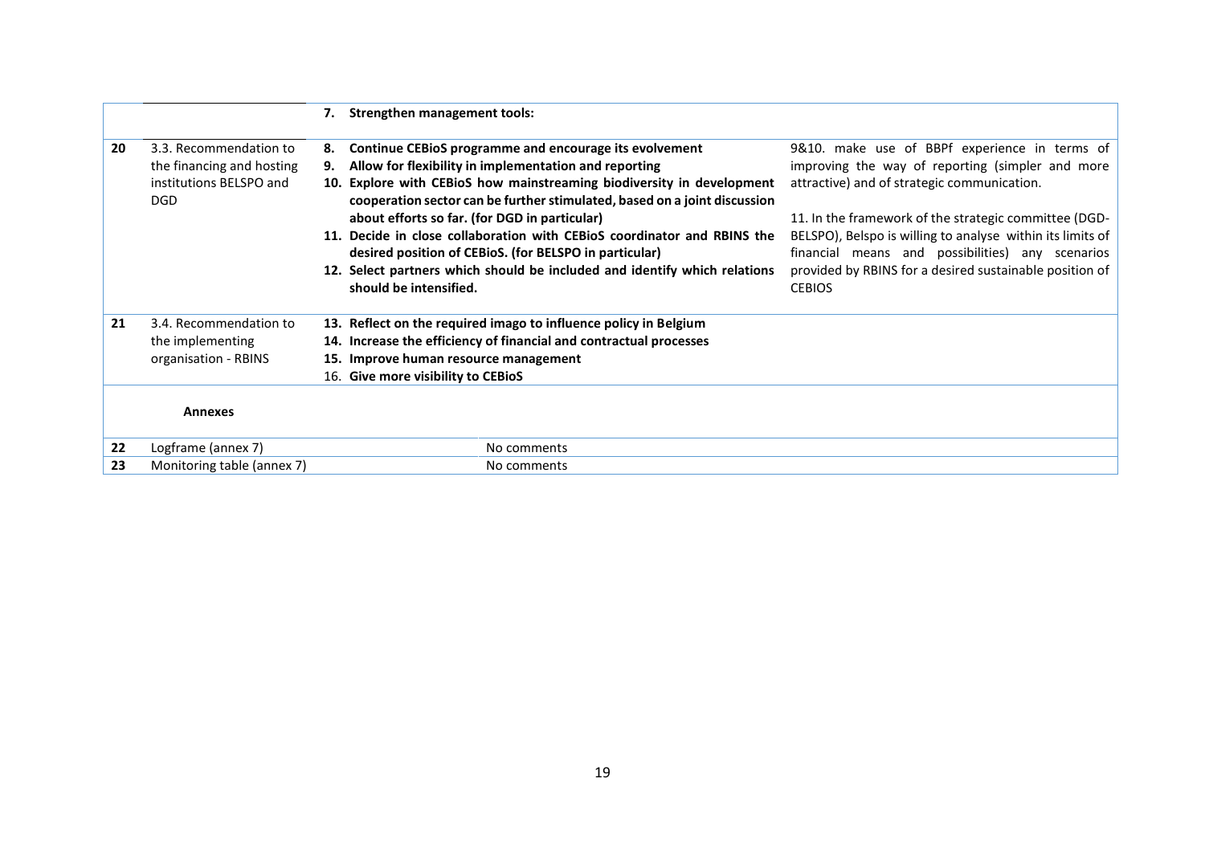| | | | |
|---|---|---|---|
| | | **7. Strengthen management tools:** | |
| **20** | 3.3. Recommendation to the financing and hosting institutions BELSPO and DGD | **8. Continue CEBioS programme and encourage its evolvement**<br>**9. Allow for flexibility in implementation and reporting**<br>**10. Explore with CEBioS how mainstreaming biodiversity in development cooperation sector can be further stimulated, based on a joint discussion about efforts so far. (for DGD in particular)**<br>**11. Decide in close collaboration with CEBioS coordinator and RBINS the desired position of CEBioS. (for BELSPO in particular)**<br>**12. Select partners which should be included and identify which relations should be intensified.** | 9&10. make use of BBPf experience in terms of improving the way of reporting (simpler and more attractive) and of strategic communication.<br><br>11. In the framework of the strategic committee (DGD-BELSPO), Belspo is willing to analyse within its limits of financial means and possibilities) any scenarios provided by RBINS for a desired sustainable position of CEBIOS |
| **21** | 3.4. Recommendation to the implementing organisation - RBINS | **13. Reflect on the required imago to influence policy in Belgium**<br>**14. Increase the efficiency of financial and contractual processes**<br>**15. Improve human resource management**<br>16. **Give more visibility to CEBioS** | |
| | **Annexes** | | |
| **22** | Logframe (annex 7) | No comments | |
| **23** | Monitoring table (annex 7) | No comments | |